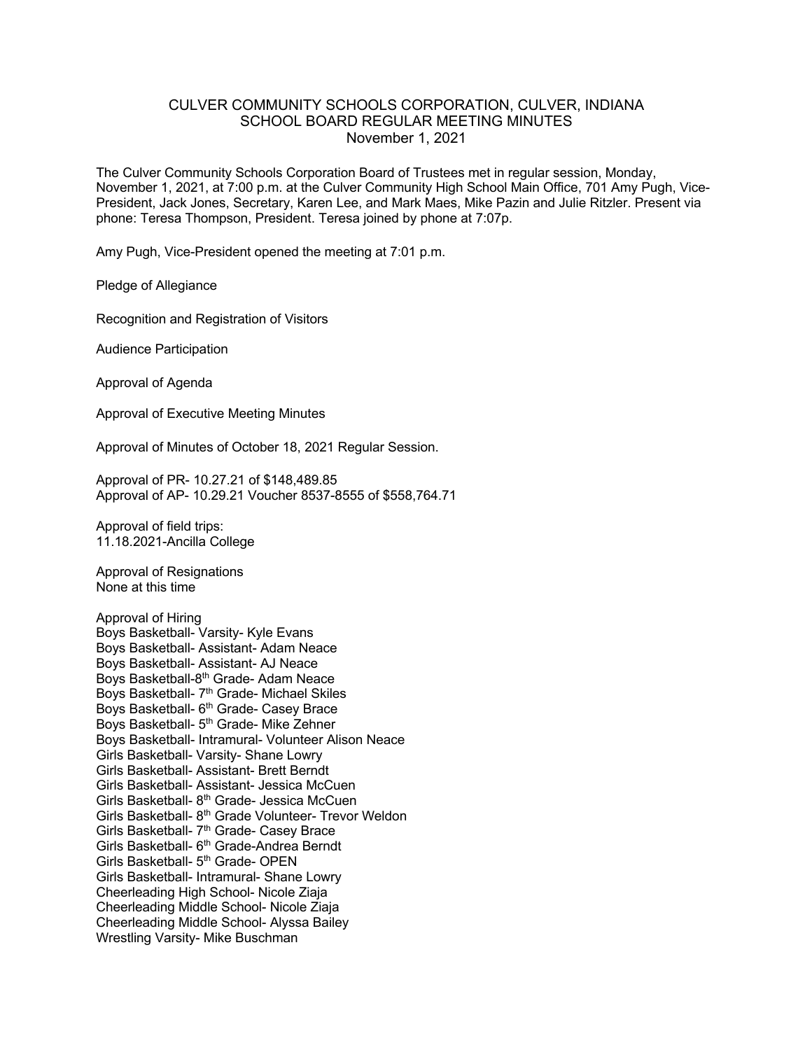# CULVER COMMUNITY SCHOOLS CORPORATION, CULVER, INDIANA
## SCHOOL BOARD REGULAR MEETING MINUTES
### November 1, 2021

The Culver Community Schools Corporation Board of Trustees met in regular session, Monday, November 1, 2021, at 7:00 p.m. at the Culver Community High School Main Office, 701 Amy Pugh, Vice-President, Jack Jones, Secretary, Karen Lee, and Mark Maes, Mike Pazin and Julie Ritzler. Present via phone: Teresa Thompson, President. Teresa joined by phone at 7:07p.

Amy Pugh, Vice-President opened the meeting at 7:01 p.m.

Pledge of Allegiance

Recognition and Registration of Visitors

Audience Participation

Approval of Agenda

Approval of Executive Meeting Minutes

Approval of Minutes of October 18, 2021 Regular Session.

Approval of PR- 10.27.21 of $148,489.85
Approval of AP- 10.29.21 Voucher 8537-8555 of $558,764.71

Approval of field trips:
11.18.2021-Ancilla College

Approval of Resignations
None at this time

Approval of Hiring
Boys Basketball- Varsity- Kyle Evans
Boys Basketball- Assistant- Adam Neace
Boys Basketball- Assistant- AJ Neace
Boys Basketball-8th Grade- Adam Neace
Boys Basketball- 7th Grade- Michael Skiles
Boys Basketball- 6th Grade- Casey Brace
Boys Basketball- 5th Grade- Mike Zehner
Boys Basketball- Intramural- Volunteer Alison Neace
Girls Basketball- Varsity- Shane Lowry
Girls Basketball- Assistant- Brett Berndt
Girls Basketball- Assistant- Jessica McCuen
Girls Basketball- 8th Grade- Jessica McCuen
Girls Basketball- 8th Grade Volunteer- Trevor Weldon
Girls Basketball- 7th Grade- Casey Brace
Girls Basketball- 6th Grade-Andrea Berndt
Girls Basketball- 5th Grade- OPEN
Girls Basketball- Intramural- Shane Lowry
Cheerleading High School- Nicole Ziaja
Cheerleading Middle School- Nicole Ziaja
Cheerleading Middle School- Alyssa Bailey
Wrestling Varsity- Mike Buschman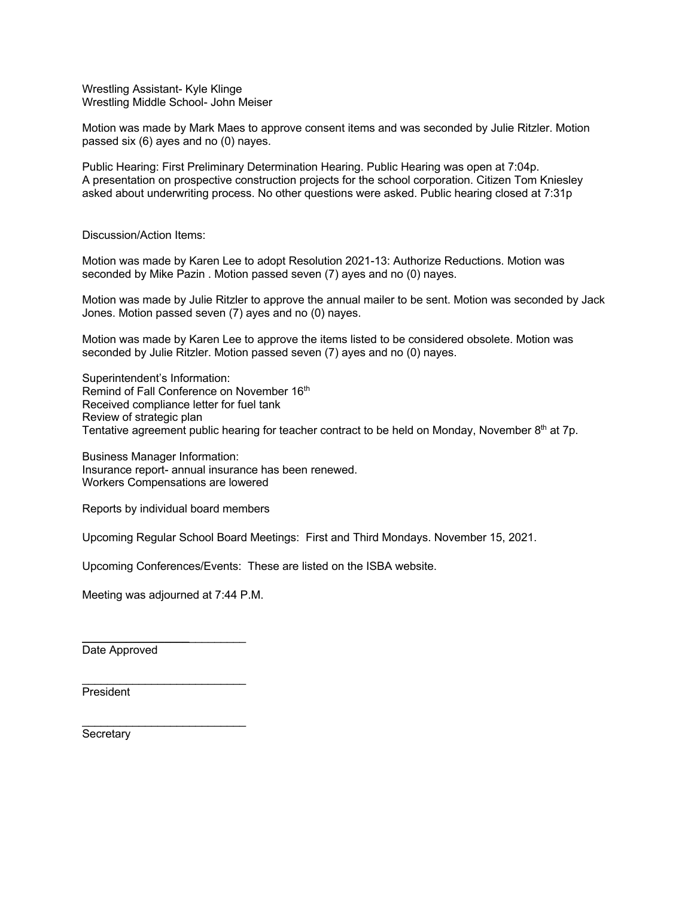Wrestling Assistant- Kyle Klinge
Wrestling Middle School- John Meiser

Motion was made by Mark Maes to approve consent items and was seconded by Julie Ritzler. Motion passed six (6) ayes and no (0) nayes.

Public Hearing: First Preliminary Determination Hearing. Public Hearing was open at 7:04p.
A presentation on prospective construction projects for the school corporation. Citizen Tom Kniesley asked about underwriting process. No other questions were asked. Public hearing closed at 7:31p

Discussion/Action Items:

Motion was made by Karen Lee to adopt Resolution 2021-13: Authorize Reductions. Motion was seconded by Mike Pazin . Motion passed seven (7) ayes and no (0) nayes.

Motion was made by Julie Ritzler to approve the annual mailer to be sent. Motion was seconded by Jack Jones. Motion passed seven (7) ayes and no (0) nayes.

Motion was made by Karen Lee to approve the items listed to be considered obsolete. Motion was seconded by Julie Ritzler. Motion passed seven (7) ayes and no (0) nayes.

Superintendent's Information:
Remind of Fall Conference on November 16th
Received compliance letter for fuel tank
Review of strategic plan
Tentative agreement public hearing for teacher contract to be held on Monday, November 8th at 7p.

Business Manager Information:
Insurance report- annual insurance has been renewed.
Workers Compensations are lowered

Reports by individual board members

Upcoming Regular School Board Meetings: First and Third Mondays. November 15, 2021.

Upcoming Conferences/Events: These are listed on the ISBA website.

Meeting was adjourned at 7:44 P.M.

\_\_\_\_\_\_\_\_\_\_\_\_\_\_\_\_\_\_\_\_\_\_\_\_\_\_
Date Approved

\_\_\_\_\_\_\_\_\_\_\_\_\_\_\_\_\_\_\_\_\_\_\_\_\_\_
President

\_\_\_\_\_\_\_\_\_\_\_\_\_\_\_\_\_\_\_\_\_\_\_\_\_\_
Secretary